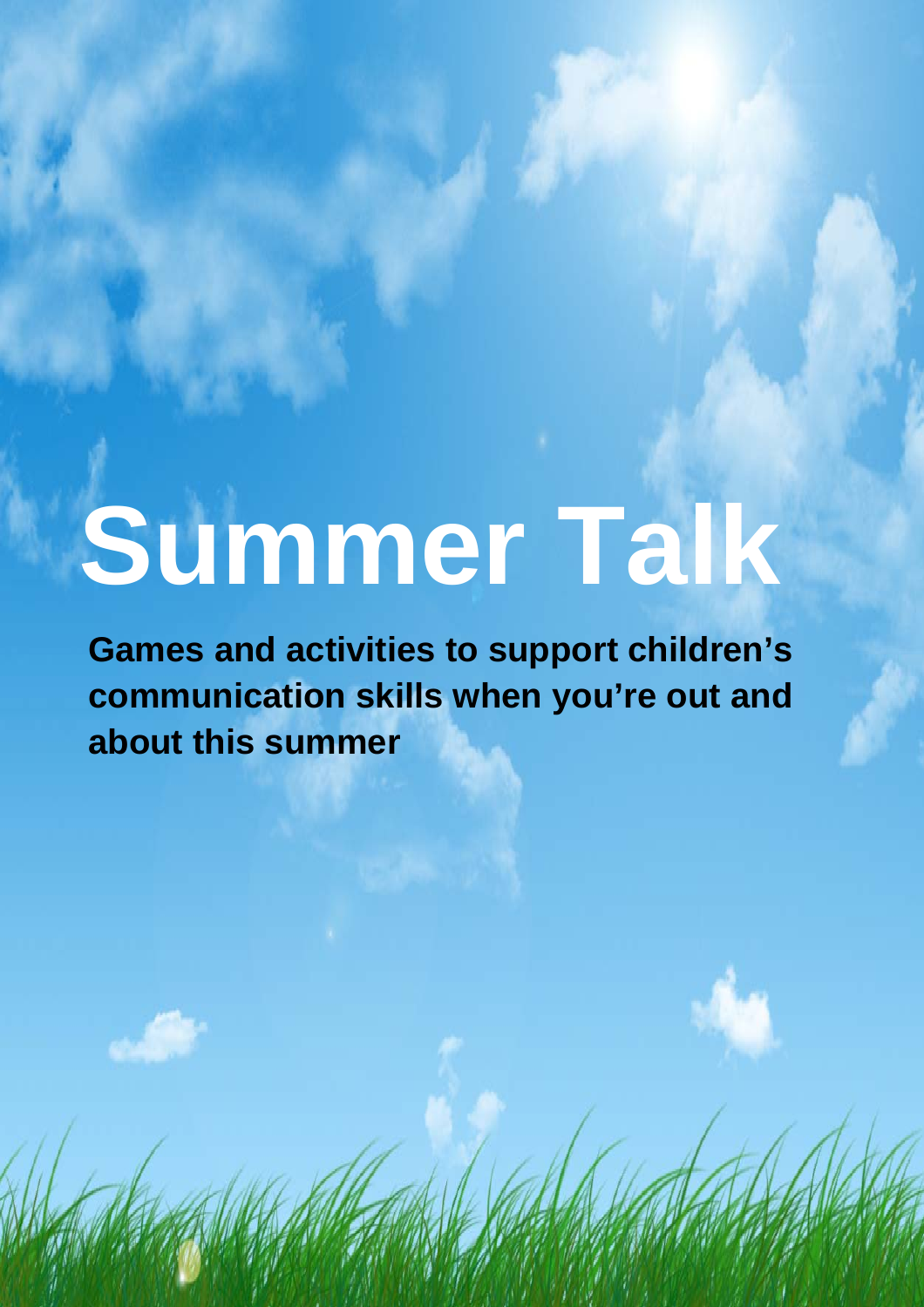# Summer Talk

**Games and activities to support children's communication skills when you're out and about this summer**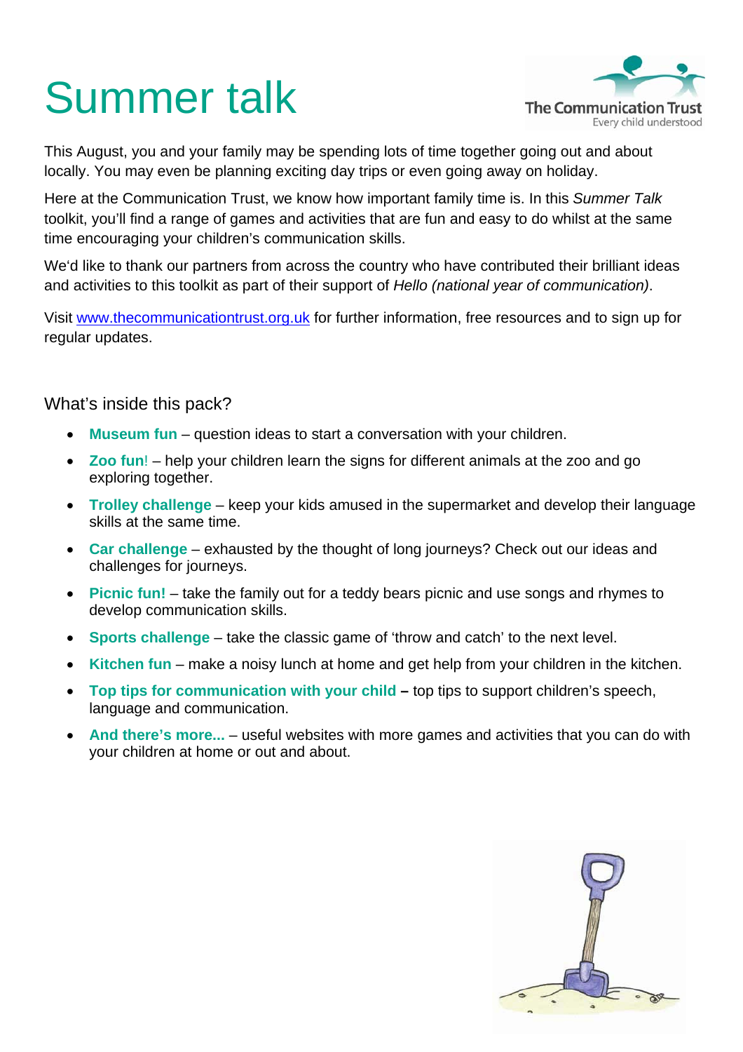# Summer talk

This August, you and your family may be spending lots of time together going out and about locally. You may even be planning exciting day trips or even going away on holiday.

Here at the Communication Trust, we know how important family time is. In this *Summer Talk* toolkit, you'll find a range of games and activities that are fun and easy to do whilst at the same time encouraging your children's communication skills.

We'd like to thank our partners from across the country who have contributed their brilliant ideas and activities to this toolkit as part of their support of *Hello (national year of communication)*.

Visit www.thecommunicationtrust.org.uk for further information, free resources and to sign up for regular updates.

## What's inside this pack?

- **Museum fun** – question ideas to start a conversation with your children.
- **Zoo fun!** – help your children learn the signs for different animals at the zoo and go exploring together.
- **Trolley challenge** – keep your kids amused in the supermarket and develop their language skills at the same time.
- **Car challenge** – exhausted by the thought of long journeys? Check out our ideas and challenges for journeys.
- **Picnic fun!** – take the family out for a teddy bears picnic and use songs and rhymes to develop communication skills.
- **Sports challenge** – take the classic game of 'throw and catch' to the next level.
- **Kitchen fun** – make a noisy lunch at home and get help from your children in the kitchen.
- **Top tips for communication with your child** – top tips to support children's speech, language and communication.
- **And there's more...** – useful websites with more games and activities that you can do with your children at home or out and about.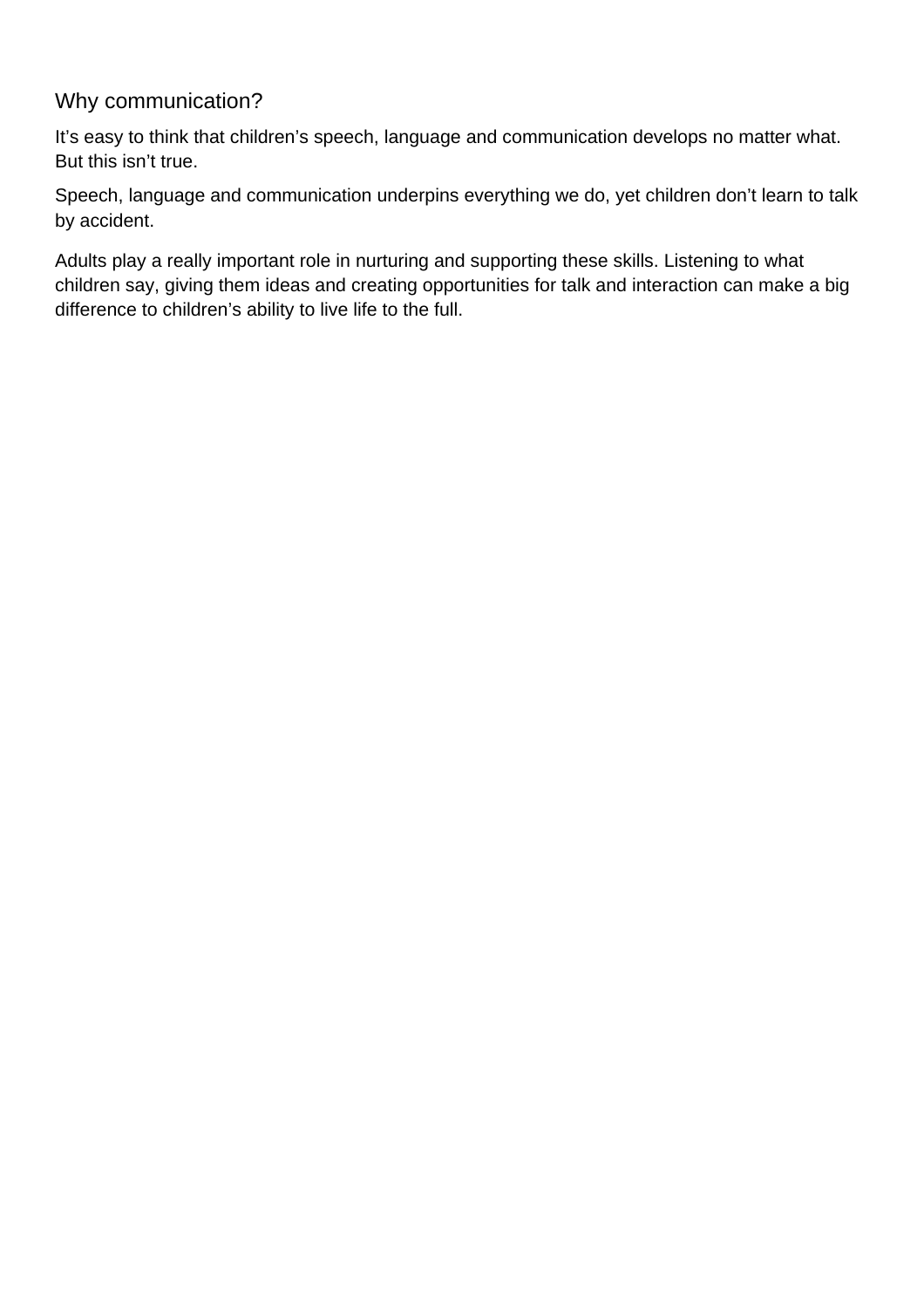## Why communication?

It’s easy to think that children’s speech, language and communication develops no matter what. But this isn’t true.

Speech, language and communication underpins everything we do, yet children don’t learn to talk by accident.

Adults play a really important role in nurturing and supporting these skills. Listening to what children say, giving them ideas and creating opportunities for talk and interaction can make a big difference to children’s ability to live life to the full.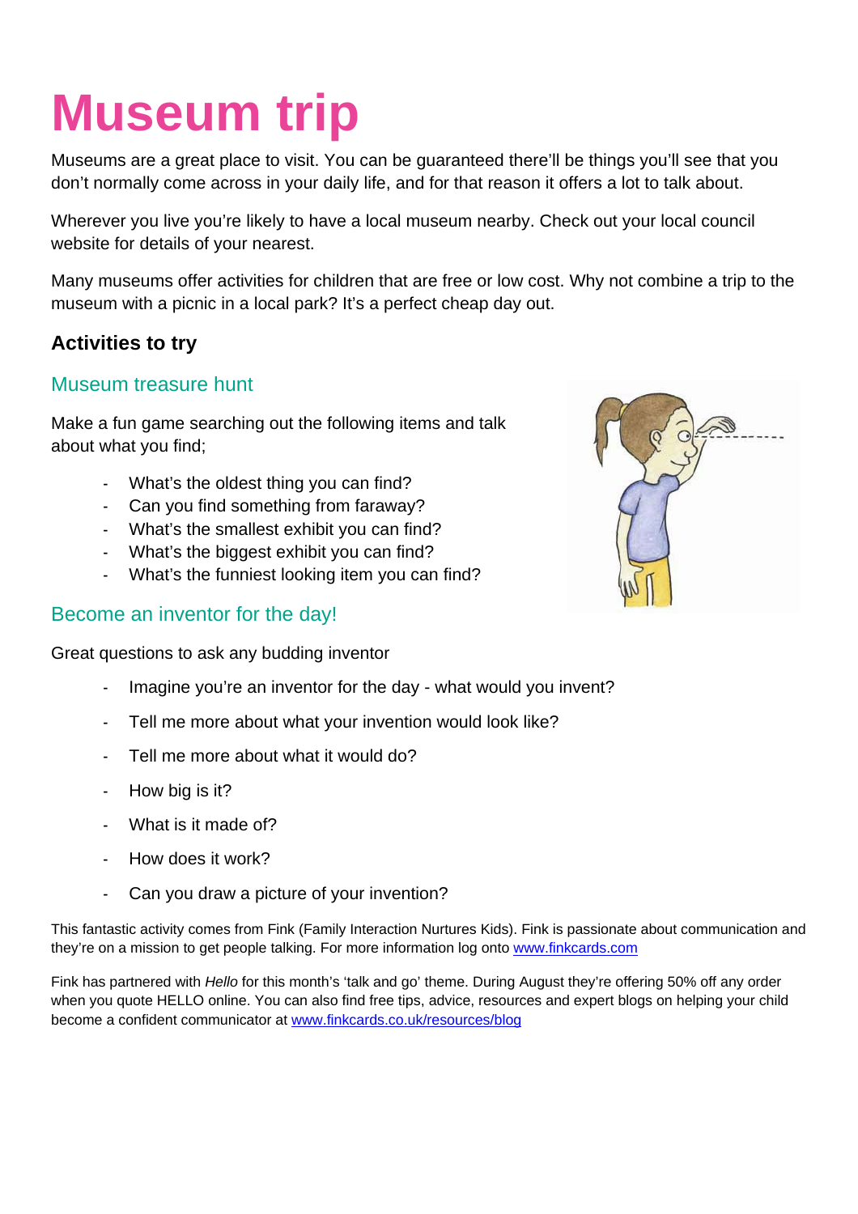# Museum trip

Museums are a great place to visit. You can be guaranteed there'll be things you'll see that you don't normally come across in your daily life, and for that reason it offers a lot to talk about.

Wherever you live you're likely to have a local museum nearby. Check out your local council website for details of your nearest.

Many museums offer activities for children that are free or low cost. Why not combine a trip to the museum with a picnic in a local park? It's a perfect cheap day out.

## Activities to try

### Museum treasure hunt

Make a fun game searching out the following items and talk about what you find;

- What's the oldest thing you can find?
- Can you find something from faraway?
- What's the smallest exhibit you can find?
- What's the biggest exhibit you can find?
- What's the funniest looking item you can find?

### Become an inventor for the day!

Great questions to ask any budding inventor

- Imagine you're an inventor for the day - what would you invent?
- Tell me more about what your invention would look like?
- Tell me more about what it would do?
- How big is it?
- What is it made of?
- How does it work?
- Can you draw a picture of your invention?

This fantastic activity comes from Fink (Family Interaction Nurtures Kids). Fink is passionate about communication and they're on a mission to get people talking. For more information log onto www.finkcards.com

Fink has partnered with *Hello* for this month's 'talk and go' theme. During August they're offering 50% off any order when you quote HELLO online. You can also find free tips, advice, resources and expert blogs on helping your child become a confident communicator at www.finkcards.co.uk/resources/blog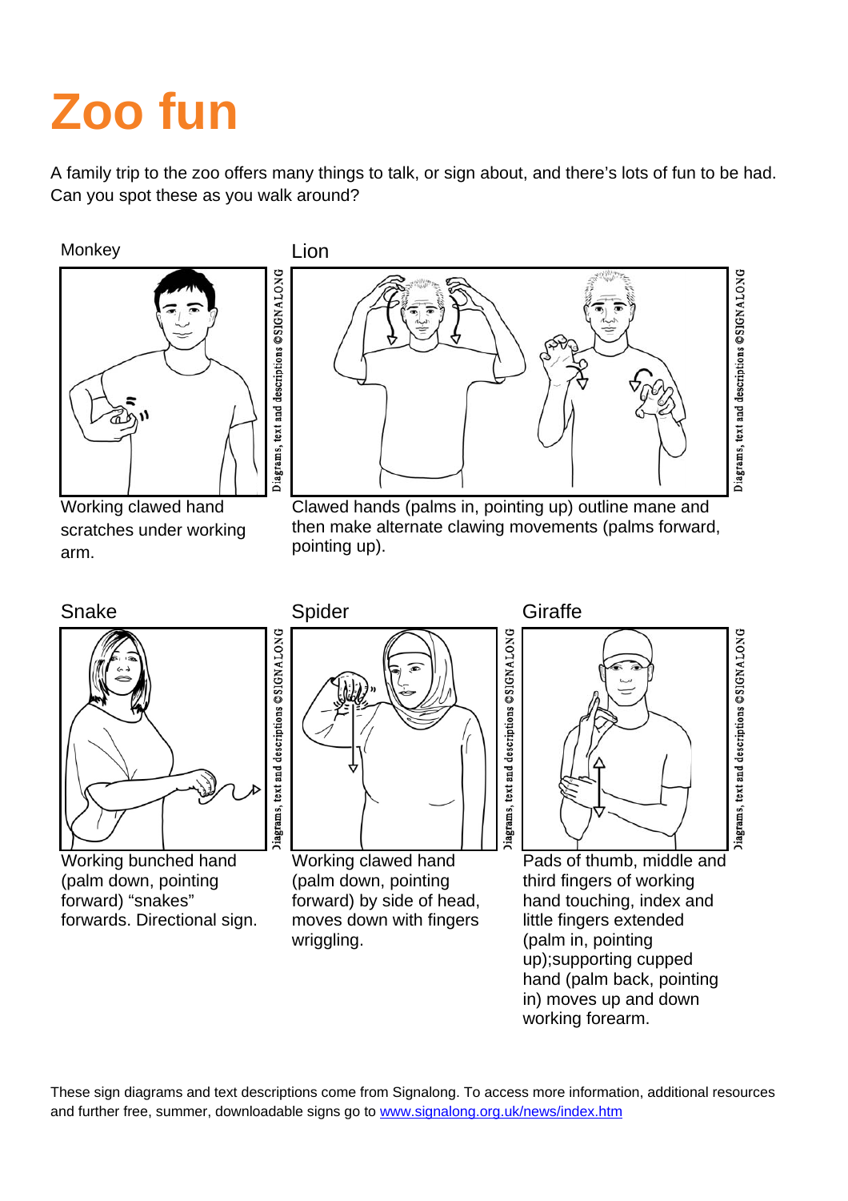# Zoo fun

A family trip to the zoo offers many things to talk, or sign about, and there's lots of fun to be had. Can you spot these as you walk around?

Monkey

Diagrams, text and descriptions ©SIGNALONG

Working clawed hand scratches under working arm.

Lion

Diagrams, text and descriptions ©SIGNALONG

Clawed hands (palms in, pointing up) outline mane and then make alternate clawing movements (palms forward, pointing up).

Snake

Diagrams, text and descriptions ©SIGNALONG

Working bunched hand (palm down, pointing forward) "snakes" forwards. Directional sign.

Spider

Diagrams, text and descriptions ©SIGNALONG

Working clawed hand (palm down, pointing forward) by side of head, moves down with fingers wriggling.

Giraffe

Diagrams, text and descriptions ©SIGNALONG

Pads of thumb, middle and third fingers of working hand touching, index and little fingers extended (palm in, pointing up);supporting cupped hand (palm back, pointing in) moves up and down working forearm.

These sign diagrams and text descriptions come from Signalong. To access more information, additional resources and further free, summer, downloadable signs go to [www.signalong.org.uk/news/index.htm](www.signalong.org.uk/news/index.htm)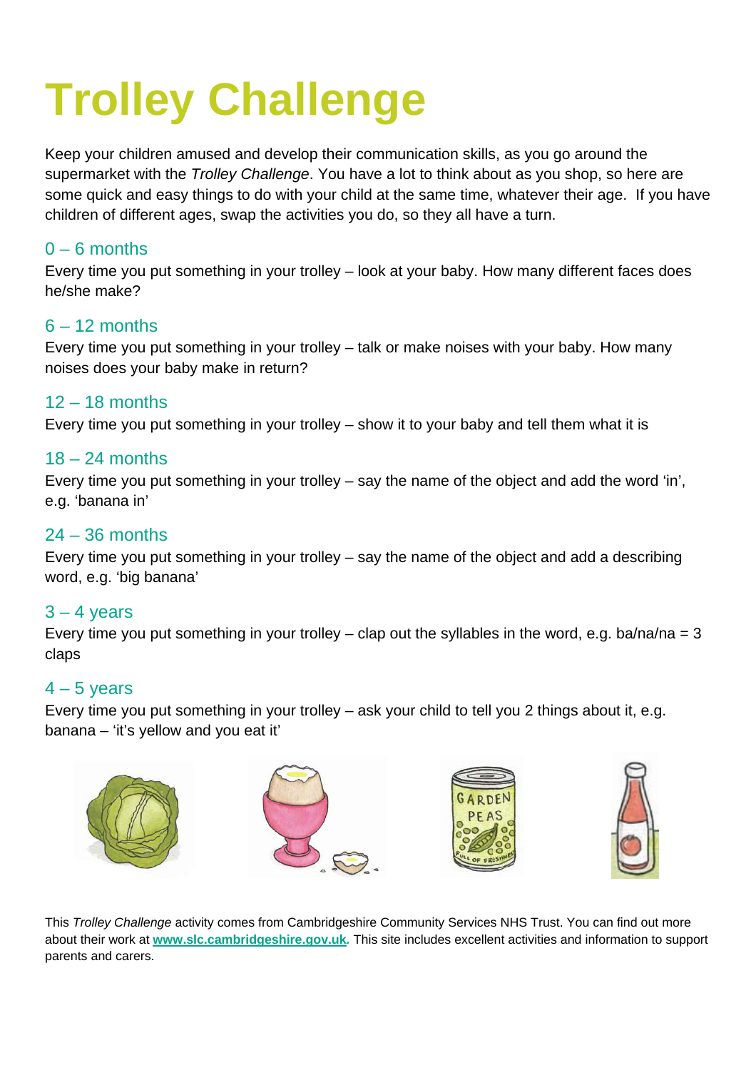# Trolley Challenge

Keep your children amused and develop their communication skills, as you go around the supermarket with the *Trolley Challenge*. You have a lot to think about as you shop, so here are some quick and easy things to do with your child at the same time, whatever their age. If you have children of different ages, swap the activities you do, so they all have a turn.

## 0 – 6 months

Every time you put something in your trolley – look at your baby. How many different faces does he/she make?

## 6 – 12 months

Every time you put something in your trolley – talk or make noises with your baby. How many noises does your baby make in return?

## 12 – 18 months

Every time you put something in your trolley – show it to your baby and tell them what it is

## 18 – 24 months

Every time you put something in your trolley – say the name of the object and add the word 'in', e.g. 'banana in'

## 24 – 36 months

Every time you put something in your trolley – say the name of the object and add a describing word, e.g. 'big banana'

## 3 – 4 years

Every time you put something in your trolley – clap out the syllables in the word, e.g. ba/na/na = 3 claps

## 4 – 5 years

Every time you put something in your trolley – ask your child to tell you 2 things about it, e.g. banana – 'it's yellow and you eat it'

This *Trolley Challenge* activity comes from Cambridgeshire Community Services NHS Trust. You can find out more about their work at **www.slc.cambridgeshire.gov.uk**. This site includes excellent activities and information to support parents and carers.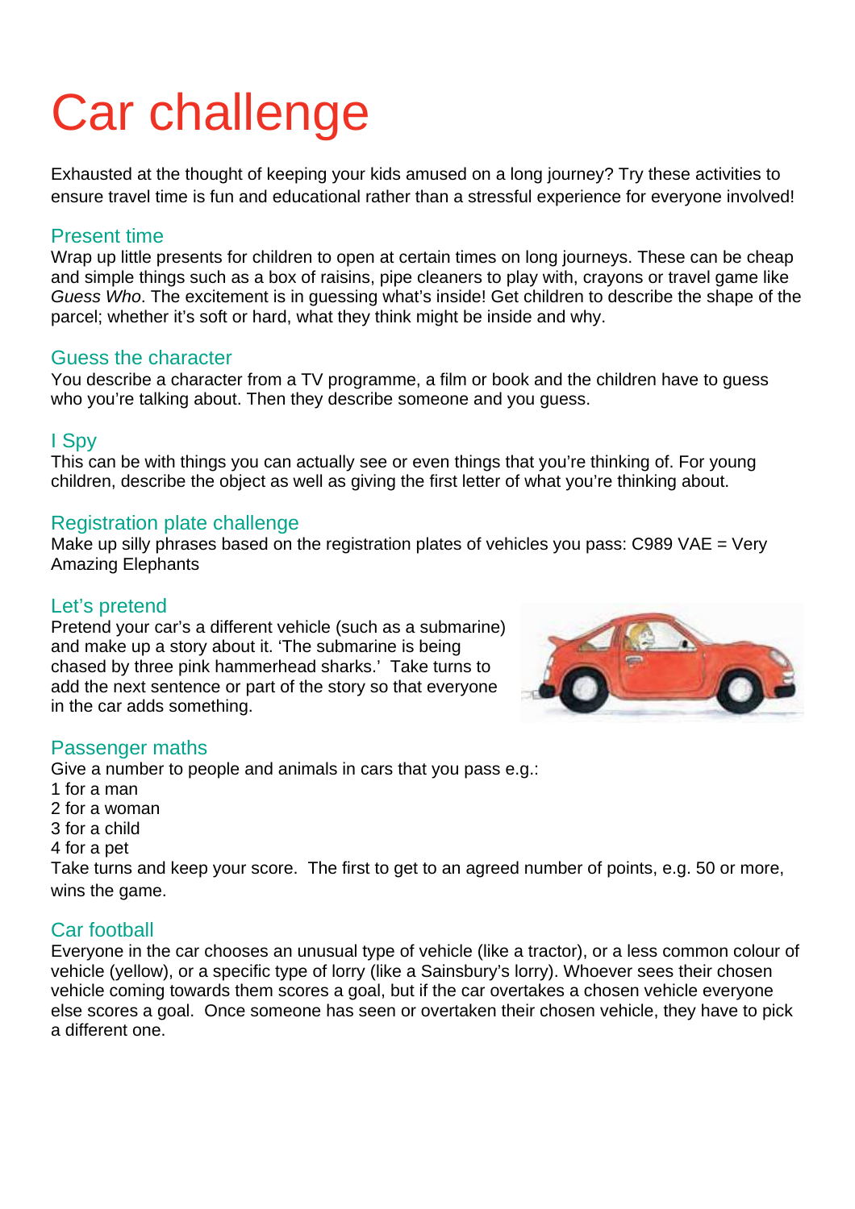# Car challenge

Exhausted at the thought of keeping your kids amused on a long journey? Try these activities to ensure travel time is fun and educational rather than a stressful experience for everyone involved!

## Present time

Wrap up little presents for children to open at certain times on long journeys. These can be cheap and simple things such as a box of raisins, pipe cleaners to play with, crayons or travel game like *Guess Who*. The excitement is in guessing what's inside! Get children to describe the shape of the parcel; whether it's soft or hard, what they think might be inside and why.

## Guess the character

You describe a character from a TV programme, a film or book and the children have to guess who you're talking about. Then they describe someone and you guess.

## I Spy

This can be with things you can actually see or even things that you're thinking of. For young children, describe the object as well as giving the first letter of what you're thinking about.

## Registration plate challenge

Make up silly phrases based on the registration plates of vehicles you pass: C989 VAE = Very Amazing Elephants

## Let's pretend

Pretend your car's a different vehicle (such as a submarine) and make up a story about it. 'The submarine is being chased by three pink hammerhead sharks.' Take turns to add the next sentence or part of the story so that everyone in the car adds something.

## Passenger maths

Give a number to people and animals in cars that you pass e.g.:

1 for a man
2 for a woman
3 for a child
4 for a pet

Take turns and keep your score. The first to get to an agreed number of points, e.g. 50 or more, wins the game.

## Car football

Everyone in the car chooses an unusual type of vehicle (like a tractor), or a less common colour of vehicle (yellow), or a specific type of lorry (like a Sainsbury's lorry). Whoever sees their chosen vehicle coming towards them scores a goal, but if the car overtakes a chosen vehicle everyone else scores a goal. Once someone has seen or overtaken their chosen vehicle, they have to pick a different one.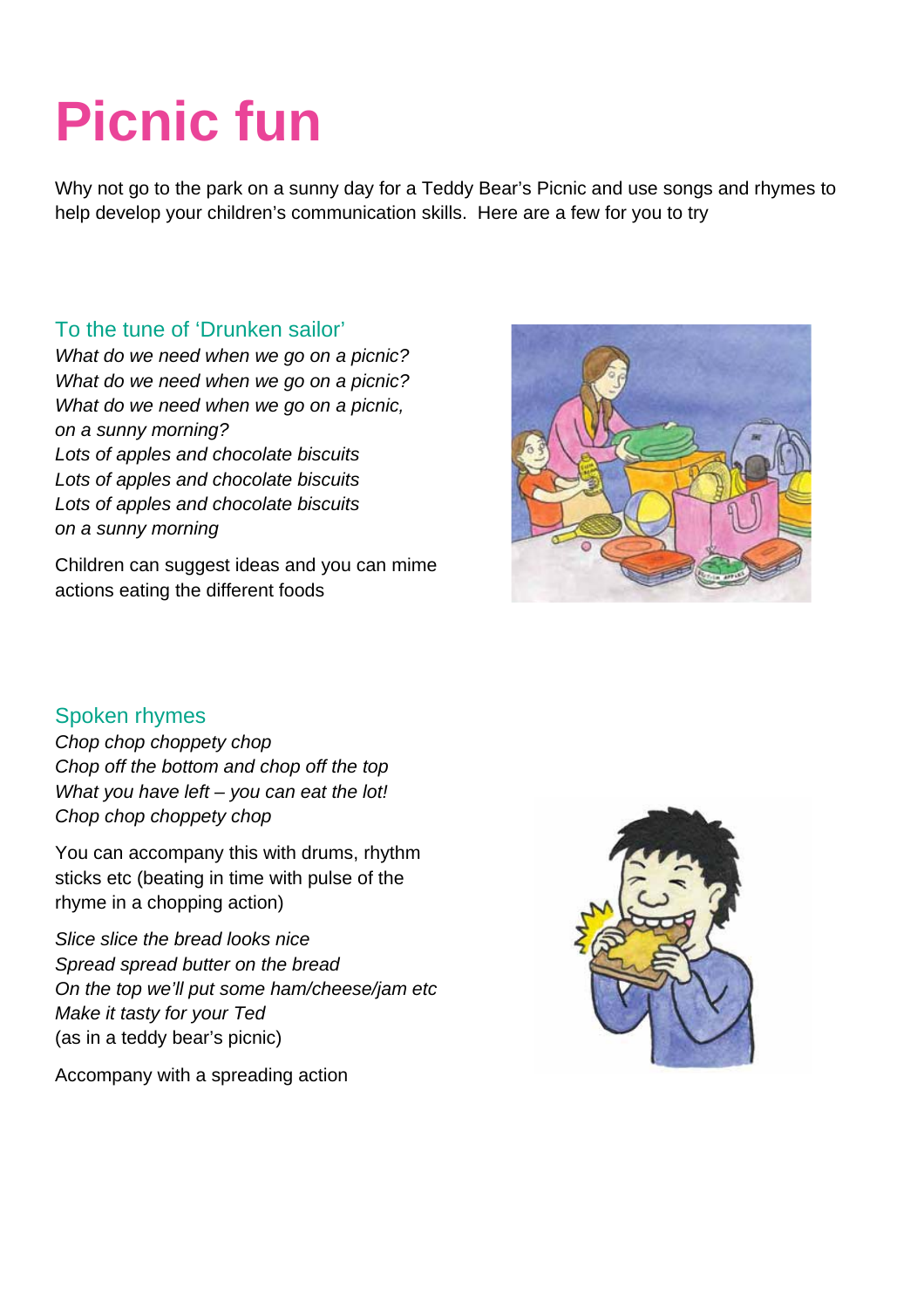# Picnic fun

Why not go to the park on a sunny day for a Teddy Bear's Picnic and use songs and rhymes to help develop your children's communication skills. Here are a few for you to try

## To the tune of 'Drunken sailor'

*What do we need when we go on a picnic?*
*What do we need when we go on a picnic?*
*What do we need when we go on a picnic,*
*on a sunny morning?*
*Lots of apples and chocolate biscuits*
*Lots of apples and chocolate biscuits*
*Lots of apples and chocolate biscuits*
*on a sunny morning*

Children can suggest ideas and you can mime actions eating the different foods

## Spoken rhymes

*Chop chop choppety chop*
*Chop off the bottom and chop off the top*
*What you have left – you can eat the lot!*
*Chop chop choppety chop*

You can accompany this with drums, rhythm sticks etc (beating in time with pulse of the rhyme in a chopping action)

*Slice slice the bread looks nice*
*Spread spread butter on the bread*
*On the top we'll put some ham/cheese/jam etc*
*Make it tasty for your Ted*
(as in a teddy bear's picnic)

Accompany with a spreading action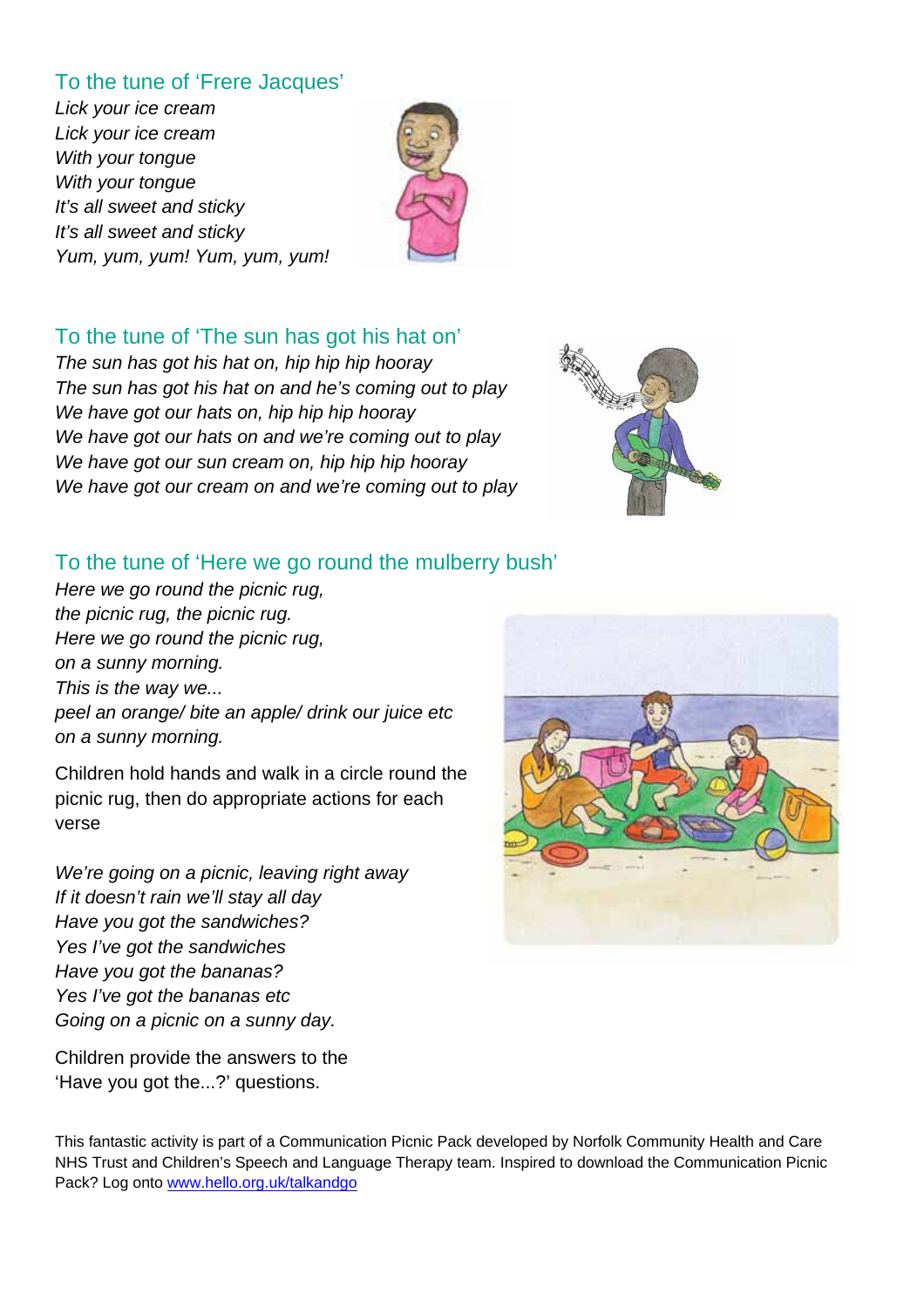## To the tune of 'Frere Jacques'

*Lick your ice cream*
*Lick your ice cream*
*With your tongue*
*With your tongue*
*It's all sweet and sticky*
*It's all sweet and sticky*
*Yum, yum, yum! Yum, yum, yum!*

## To the tune of 'The sun has got his hat on'

*The sun has got his hat on, hip hip hip hooray*
*The sun has got his hat on and he's coming out to play*
*We have got our hats on, hip hip hip hooray*
*We have got our hats on and we're coming out to play*
*We have got our sun cream on, hip hip hip hooray*
*We have got our cream on and we're coming out to play*

## To the tune of 'Here we go round the mulberry bush'

*Here we go round the picnic rug,*
*the picnic rug, the picnic rug.*
*Here we go round the picnic rug,*
*on a sunny morning.*
*This is the way we...*
*peel an orange/ bite an apple/ drink our juice etc*
*on a sunny morning.*

Children hold hands and walk in a circle round the picnic rug, then do appropriate actions for each verse

*We're going on a picnic, leaving right away*
*If it doesn't rain we'll stay all day*
*Have you got the sandwiches?*
*Yes I've got the sandwiches*
*Have you got the bananas?*
*Yes I've got the bananas etc*
*Going on a picnic on a sunny day.*

Children provide the answers to the 'Have you got the...?' questions.

This fantastic activity is part of a Communication Picnic Pack developed by Norfolk Community Health and Care NHS Trust and Children's Speech and Language Therapy team. Inspired to download the Communication Picnic Pack? Log onto [www.hello.org.uk/talkandgo](http://www.hello.org.uk/talkandgo)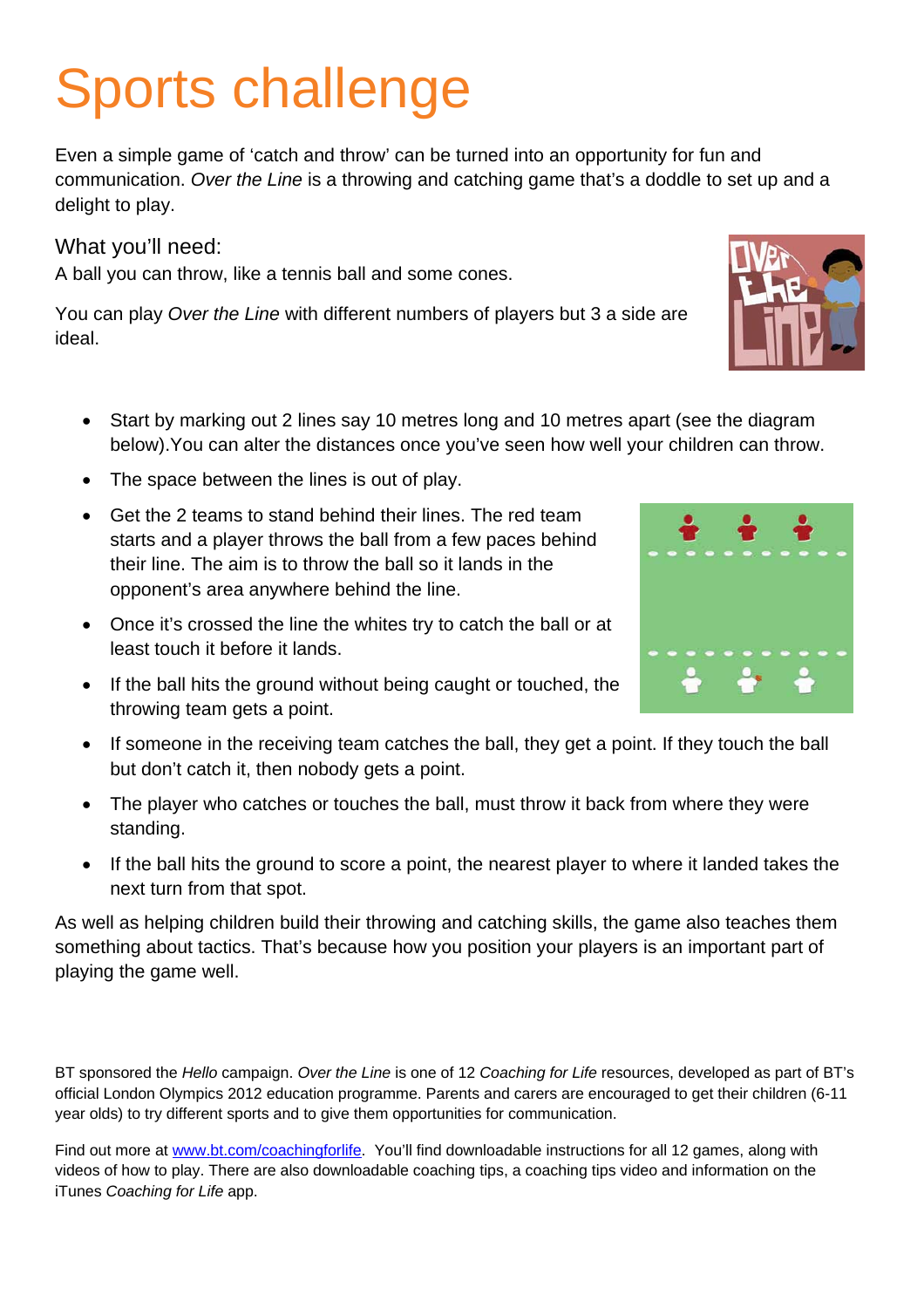# Sports challenge

Even a simple game of 'catch and throw' can be turned into an opportunity for fun and communication. *Over the Line* is a throwing and catching game that's a doddle to set up and a delight to play.

## What you'll need:

A ball you can throw, like a tennis ball and some cones.

You can play *Over the Line* with different numbers of players but 3 a side are ideal.

- Start by marking out 2 lines say 10 metres long and 10 metres apart (see the diagram below).You can alter the distances once you've seen how well your children can throw.
- The space between the lines is out of play.
- Get the 2 teams to stand behind their lines. The red team starts and a player throws the ball from a few paces behind their line. The aim is to throw the ball so it lands in the opponent's area anywhere behind the line.
- Once it's crossed the line the whites try to catch the ball or at least touch it before it lands.
- If the ball hits the ground without being caught or touched, the throwing team gets a point.
- If someone in the receiving team catches the ball, they get a point. If they touch the ball but don't catch it, then nobody gets a point.
- The player who catches or touches the ball, must throw it back from where they were standing.
- If the ball hits the ground to score a point, the nearest player to where it landed takes the next turn from that spot.

As well as helping children build their throwing and catching skills, the game also teaches them something about tactics. That's because how you position your players is an important part of playing the game well.

BT sponsored the *Hello* campaign. *Over the Line* is one of 12 *Coaching for Life* resources, developed as part of BT's official London Olympics 2012 education programme. Parents and carers are encouraged to get their children (6-11 year olds) to try different sports and to give them opportunities for communication.

Find out more at [www.bt.com/coachingforlife](www.bt.com/coachingforlife). You'll find downloadable instructions for all 12 games, along with videos of how to play. There are also downloadable coaching tips, a coaching tips video and information on the iTunes *Coaching for Life* app.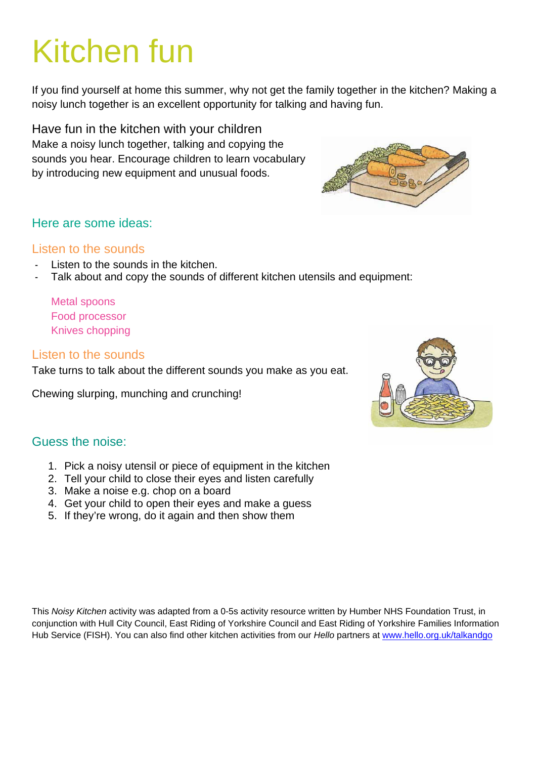# Kitchen fun

If you find yourself at home this summer, why not get the family together in the kitchen? Making a noisy lunch together is an excellent opportunity for talking and having fun.

## Have fun in the kitchen with your children

Make a noisy lunch together, talking and copying the sounds you hear. Encourage children to learn vocabulary by introducing new equipment and unusual foods.

## Here are some ideas:

### Listen to the sounds

- Listen to the sounds in the kitchen.
- Talk about and copy the sounds of different kitchen utensils and equipment:

  Metal spoons
  Food processor
  Knives chopping

### Listen to the sounds

Take turns to talk about the different sounds you make as you eat.

Chewing slurping, munching and crunching!

## Guess the noise:

1. Pick a noisy utensil or piece of equipment in the kitchen
2. Tell your child to close their eyes and listen carefully
3. Make a noise e.g. chop on a board
4. Get your child to open their eyes and make a guess
5. If they're wrong, do it again and then show them

This *Noisy Kitchen* activity was adapted from a 0-5s activity resource written by Humber NHS Foundation Trust, in conjunction with Hull City Council, East Riding of Yorkshire Council and East Riding of Yorkshire Families Information Hub Service (FISH). You can also find other kitchen activities from our *Hello* partners at www.hello.org.uk/talkandgo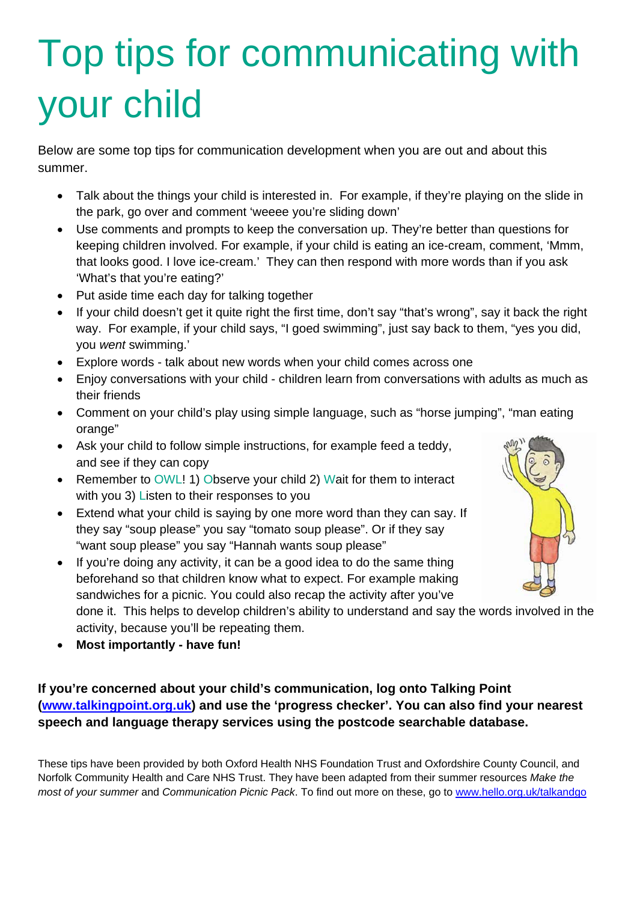# Top tips for communicating with your child

Below are some top tips for communication development when you are out and about this summer.

- Talk about the things your child is interested in.  For example, if they're playing on the slide in the park, go over and comment 'weeee you're sliding down'
- Use comments and prompts to keep the conversation up. They're better than questions for keeping children involved. For example, if your child is eating an ice-cream, comment, 'Mmm, that looks good. I love ice-cream.'  They can then respond with more words than if you ask 'What's that you're eating?'
- Put aside time each day for talking together
- If your child doesn't get it quite right the first time, don't say "that's wrong", say it back the right way.  For example, if your child says, "I goed swimming", just say back to them, "yes you did, you *went* swimming.'
- Explore words - talk about new words when your child comes across one
- Enjoy conversations with your child - children learn from conversations with adults as much as their friends
- Comment on your child's play using simple language, such as "horse jumping", "man eating orange"
- Ask your child to follow simple instructions, for example feed a teddy, and see if they can copy
- Remember to OWL! 1) Observe your child 2) Wait for them to interact with you 3) Listen to their responses to you
- Extend what your child is saying by one more word than they can say. If they say "soup please" you say "tomato soup please". Or if they say "want soup please" you say "Hannah wants soup please"
- If you're doing any activity, it can be a good idea to do the same thing beforehand so that children know what to expect. For example making sandwiches for a picnic. You could also recap the activity after you've done it.  This helps to develop children's ability to understand and say the words involved in the activity, because you'll be repeating them.
- **Most importantly - have fun!**

**If you're concerned about your child's communication, log onto Talking Point (www.talkingpoint.org.uk) and use the 'progress checker'. You can also find your nearest speech and language therapy services using the postcode searchable database.**

These tips have been provided by both Oxford Health NHS Foundation Trust and Oxfordshire County Council, and Norfolk Community Health and Care NHS Trust. They have been adapted from their summer resources *Make the most of your summer* and *Communication Picnic Pack*. To find out more on these, go to www.hello.org.uk/talkandgo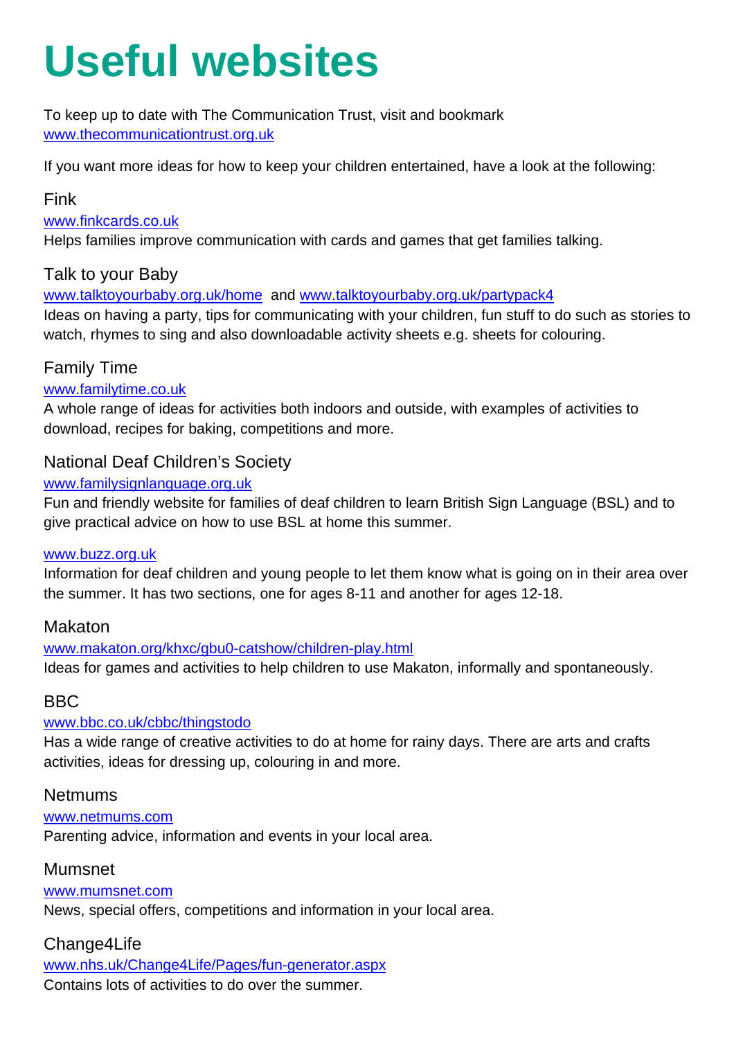# Useful websites

To keep up to date with The Communication Trust, visit and bookmark
www.thecommunicationtrust.org.uk

If you want more ideas for how to keep your children entertained, have a look at the following:

## Fink

www.finkcards.co.uk
Helps families improve communication with cards and games that get families talking.

## Talk to your Baby

www.talktoyourbaby.org.uk/home and www.talktoyourbaby.org.uk/partypack4
Ideas on having a party, tips for communicating with your children, fun stuff to do such as stories to watch, rhymes to sing and also downloadable activity sheets e.g. sheets for colouring.

## Family Time

www.familytime.co.uk
A whole range of ideas for activities both indoors and outside, with examples of activities to download, recipes for baking, competitions and more.

## National Deaf Children's Society

www.familysignlanguage.org.uk
Fun and friendly website for families of deaf children to learn British Sign Language (BSL) and to give practical advice on how to use BSL at home this summer.

www.buzz.org.uk
Information for deaf children and young people to let them know what is going on in their area over the summer. It has two sections, one for ages 8-11 and another for ages 12-18.

## Makaton

www.makaton.org/khxc/gbu0-catshow/children-play.html
Ideas for games and activities to help children to use Makaton, informally and spontaneously.

## BBC

www.bbc.co.uk/cbbc/thingstodo
Has a wide range of creative activities to do at home for rainy days. There are arts and crafts activities, ideas for dressing up, colouring in and more.

## Netmums

www.netmums.com
Parenting advice, information and events in your local area.

## Mumsnet

www.mumsnet.com
News, special offers, competitions and information in your local area.

## Change4Life

www.nhs.uk/Change4Life/Pages/fun-generator.aspx
Contains lots of activities to do over the summer.